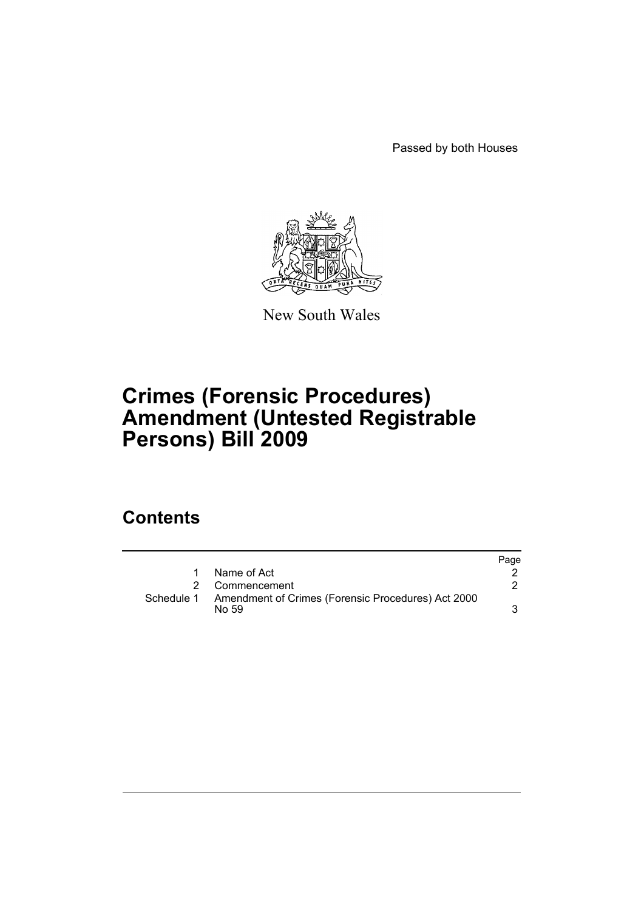Passed by both Houses

New South Wales

# Crimes (Forensic Procedures) Amendment (Untested Registrable Persons) Bill 2009

## Contents

| | | Page |
|---|---|---|
| 1 | Name of Act | 2 |
| 2 | Commencement | 2 |
| Schedule 1 | Amendment of Crimes (Forensic Procedures) Act 2000 No 59 | 3 |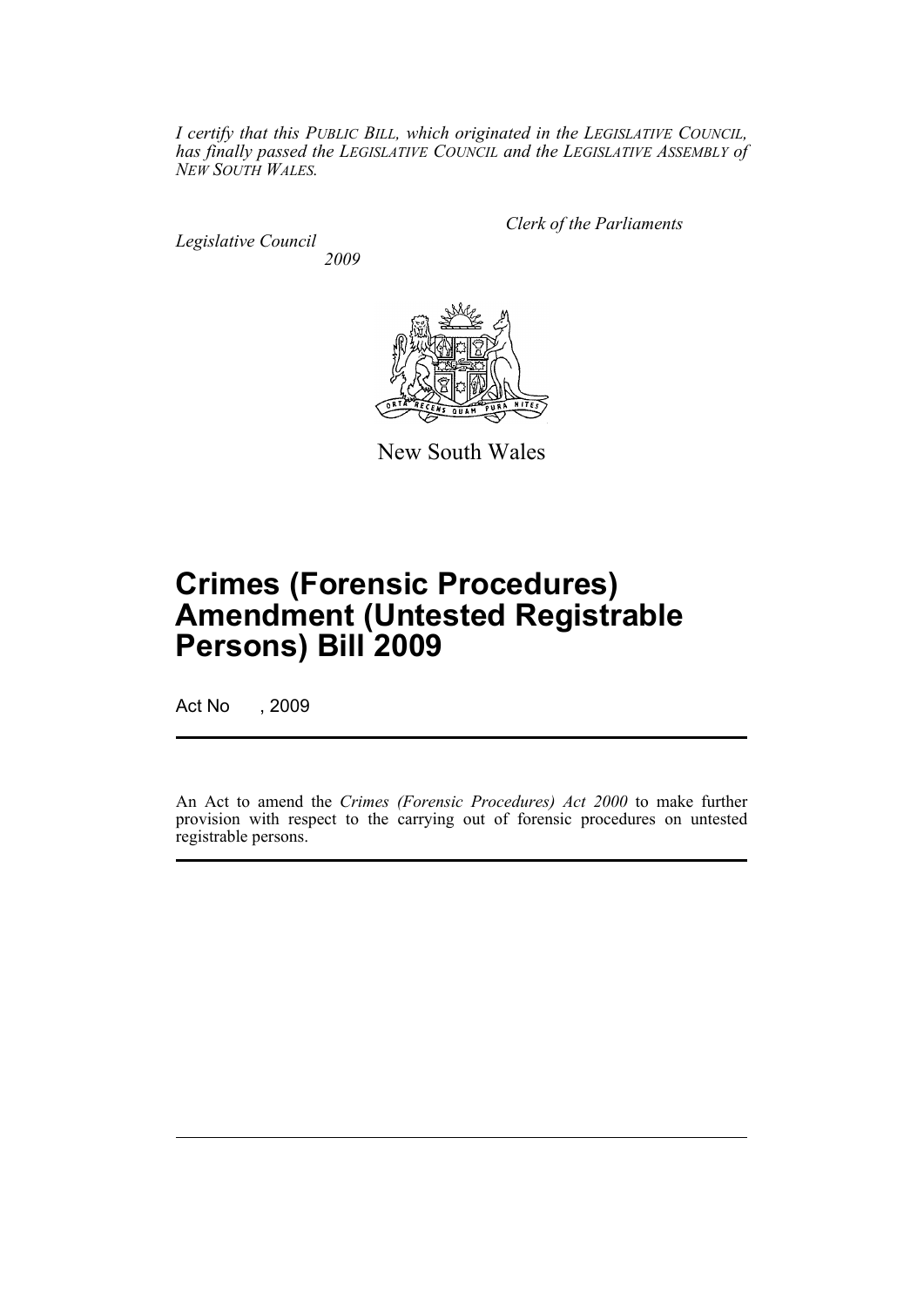*I certify that this PUBLIC BILL, which originated in the LEGISLATIVE COUNCIL, has finally passed the LEGISLATIVE COUNCIL and the LEGISLATIVE ASSEMBLY of NEW SOUTH WALES.*

*Clerk of the Parliaments*

*Legislative Council*

*2009*

New South Wales

# Crimes (Forensic Procedures) Amendment (Untested Registrable Persons) Bill 2009

Act No , 2009

An Act to amend the *Crimes (Forensic Procedures) Act 2000* to make further provision with respect to the carrying out of forensic procedures on untested registrable persons.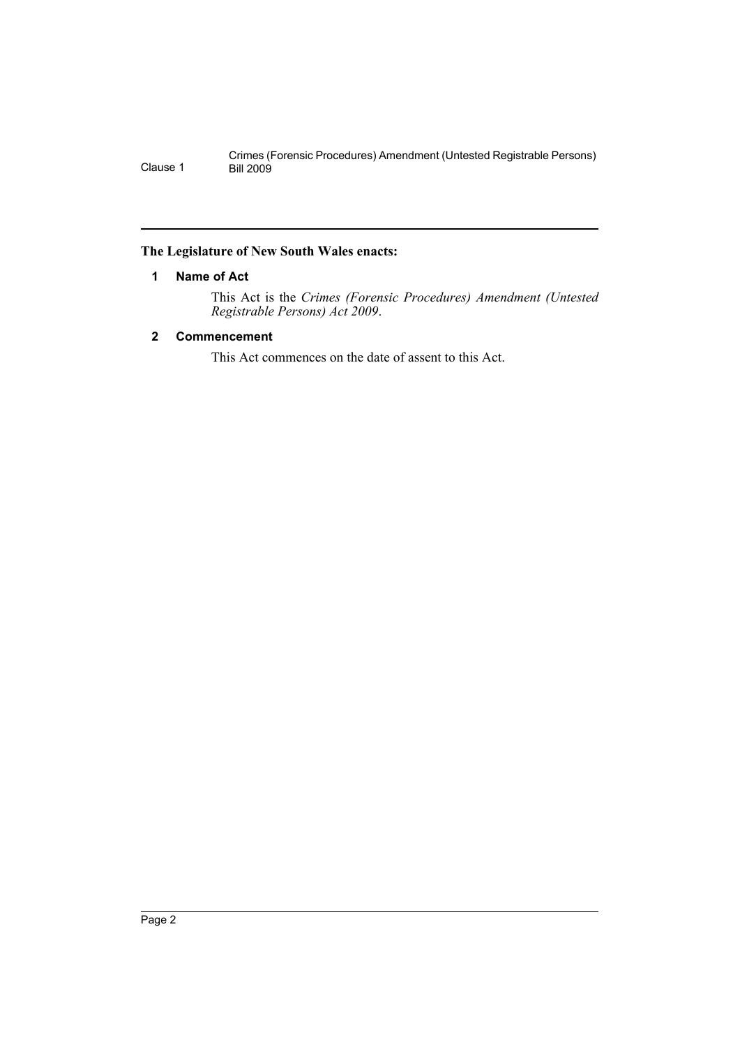**The Legislature of New South Wales enacts:**

### 1 Name of Act

This Act is the *Crimes (Forensic Procedures) Amendment (Untested Registrable Persons) Act 2009*.

### 2 Commencement

This Act commences on the date of assent to this Act.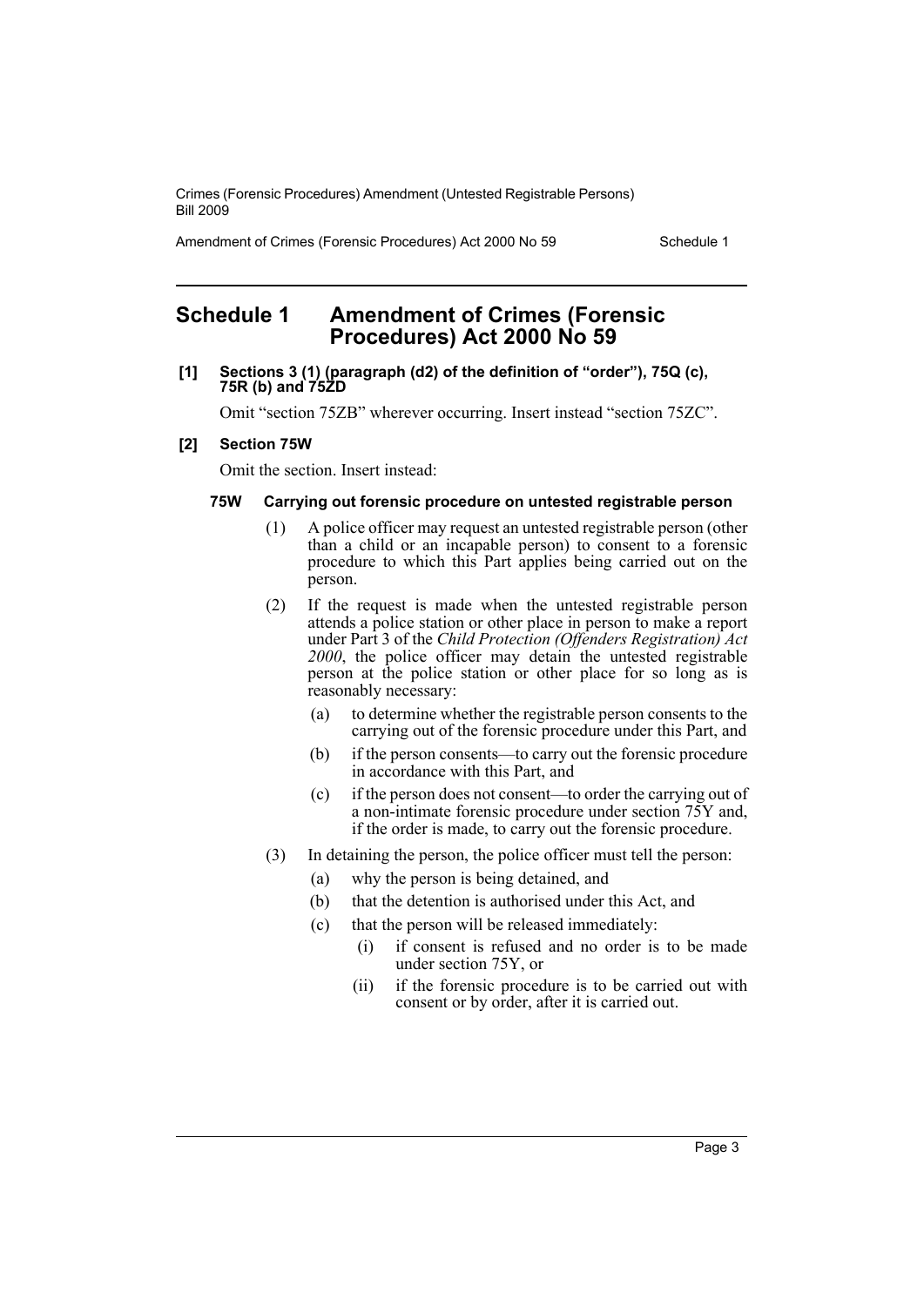## Schedule 1 Amendment of Crimes (Forensic Procedures) Act 2000 No 59

**[1] Sections 3 (1) (paragraph (d2) of the definition of "order"), 75Q (c), 75R (b) and 75ZD**

Omit "section 75ZB" wherever occurring. Insert instead "section 75ZC".

**[2] Section 75W**

Omit the section. Insert instead:

**75W Carrying out forensic procedure on untested registrable person**

(1) A police officer may request an untested registrable person (other than a child or an incapable person) to consent to a forensic procedure to which this Part applies being carried out on the person.

(2) If the request is made when the untested registrable person attends a police station or other place in person to make a report under Part 3 of the *Child Protection (Offenders Registration) Act 2000*, the police officer may detain the untested registrable person at the police station or other place for so long as is reasonably necessary:

- (a) to determine whether the registrable person consents to the carrying out of the forensic procedure under this Part, and
- (b) if the person consents—to carry out the forensic procedure in accordance with this Part, and
- (c) if the person does not consent—to order the carrying out of a non-intimate forensic procedure under section 75Y and, if the order is made, to carry out the forensic procedure.

(3) In detaining the person, the police officer must tell the person:

- (a) why the person is being detained, and
- (b) that the detention is authorised under this Act, and
- (c) that the person will be released immediately:
  - (i) if consent is refused and no order is to be made under section 75Y, or
  - (ii) if the forensic procedure is to be carried out with consent or by order, after it is carried out.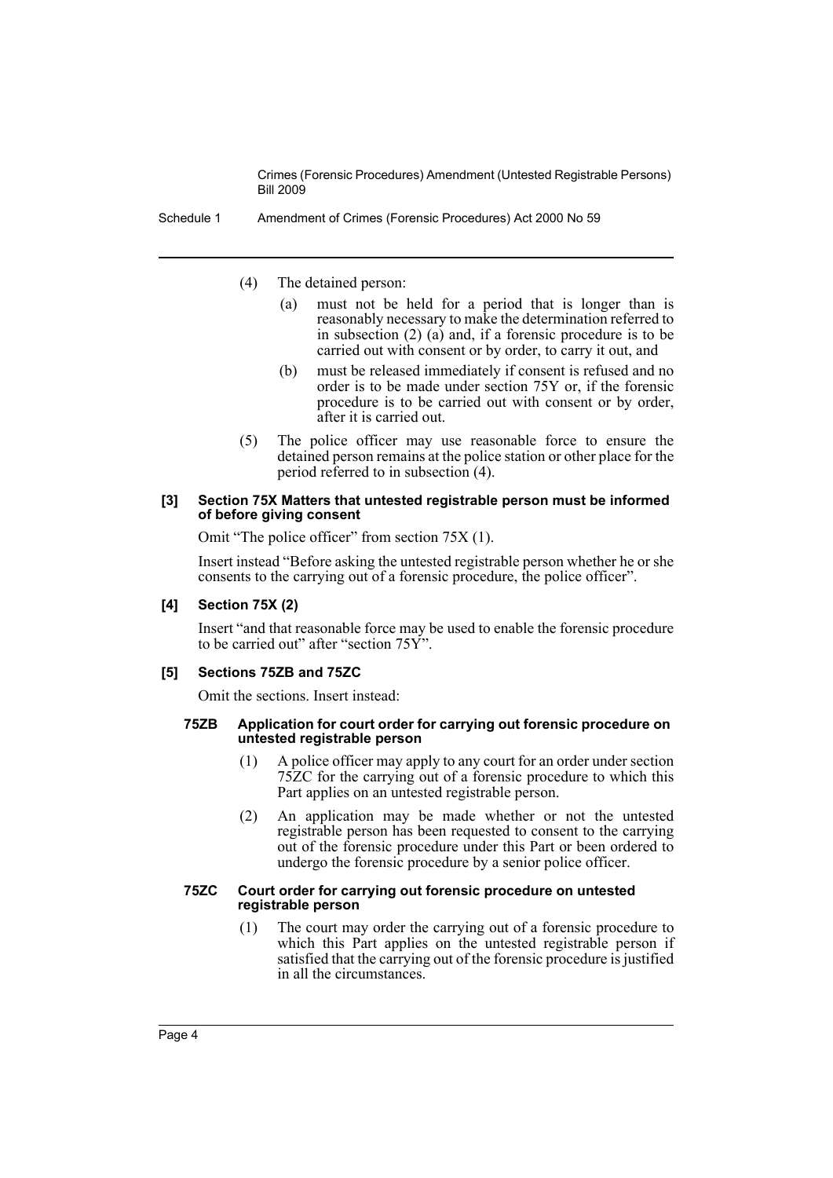(4) The detained person:

(a) must not be held for a period that is longer than is reasonably necessary to make the determination referred to in subsection (2) (a) and, if a forensic procedure is to be carried out with consent or by order, to carry it out, and

(b) must be released immediately if consent is refused and no order is to be made under section 75Y or, if the forensic procedure is to be carried out with consent or by order, after it is carried out.

(5) The police officer may use reasonable force to ensure the detained person remains at the police station or other place for the period referred to in subsection (4).

**[3] Section 75X Matters that untested registrable person must be informed of before giving consent**

Omit "The police officer" from section 75X (1).

Insert instead "Before asking the untested registrable person whether he or she consents to the carrying out of a forensic procedure, the police officer".

**[4] Section 75X (2)**

Insert "and that reasonable force may be used to enable the forensic procedure to be carried out" after "section 75Y".

**[5] Sections 75ZB and 75ZC**

Omit the sections. Insert instead:

**75ZB Application for court order for carrying out forensic procedure on untested registrable person**

(1) A police officer may apply to any court for an order under section 75ZC for the carrying out of a forensic procedure to which this Part applies on an untested registrable person.

(2) An application may be made whether or not the untested registrable person has been requested to consent to the carrying out of the forensic procedure under this Part or been ordered to undergo the forensic procedure by a senior police officer.

**75ZC Court order for carrying out forensic procedure on untested registrable person**

(1) The court may order the carrying out of a forensic procedure to which this Part applies on the untested registrable person if satisfied that the carrying out of the forensic procedure is justified in all the circumstances.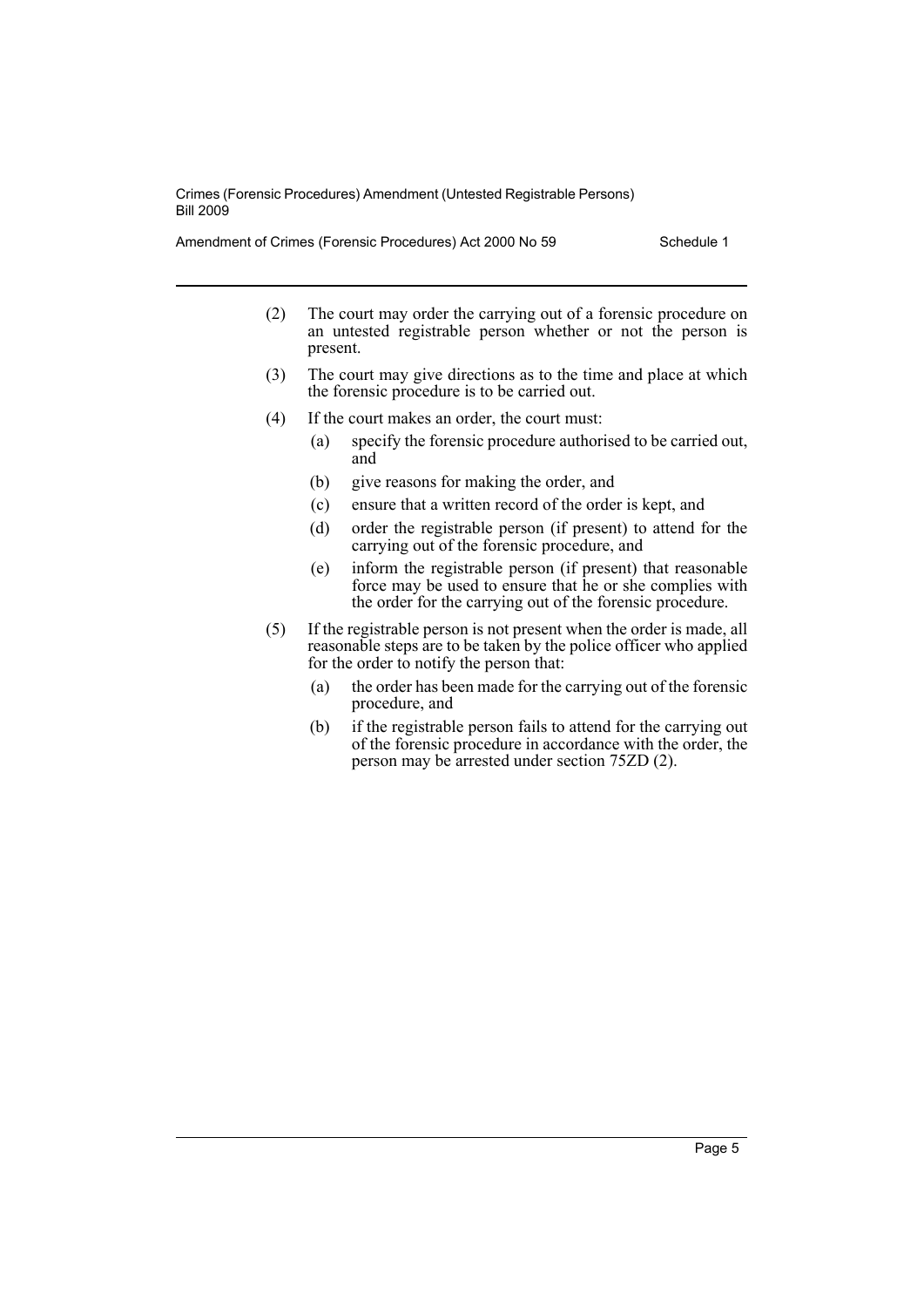(2) The court may order the carrying out of a forensic procedure on an untested registrable person whether or not the person is present.

(3) The court may give directions as to the time and place at which the forensic procedure is to be carried out.

(4) If the court makes an order, the court must:

- (a) specify the forensic procedure authorised to be carried out, and
- (b) give reasons for making the order, and
- (c) ensure that a written record of the order is kept, and
- (d) order the registrable person (if present) to attend for the carrying out of the forensic procedure, and
- (e) inform the registrable person (if present) that reasonable force may be used to ensure that he or she complies with the order for the carrying out of the forensic procedure.

(5) If the registrable person is not present when the order is made, all reasonable steps are to be taken by the police officer who applied for the order to notify the person that:

- (a) the order has been made for the carrying out of the forensic procedure, and
- (b) if the registrable person fails to attend for the carrying out of the forensic procedure in accordance with the order, the person may be arrested under section 75ZD (2).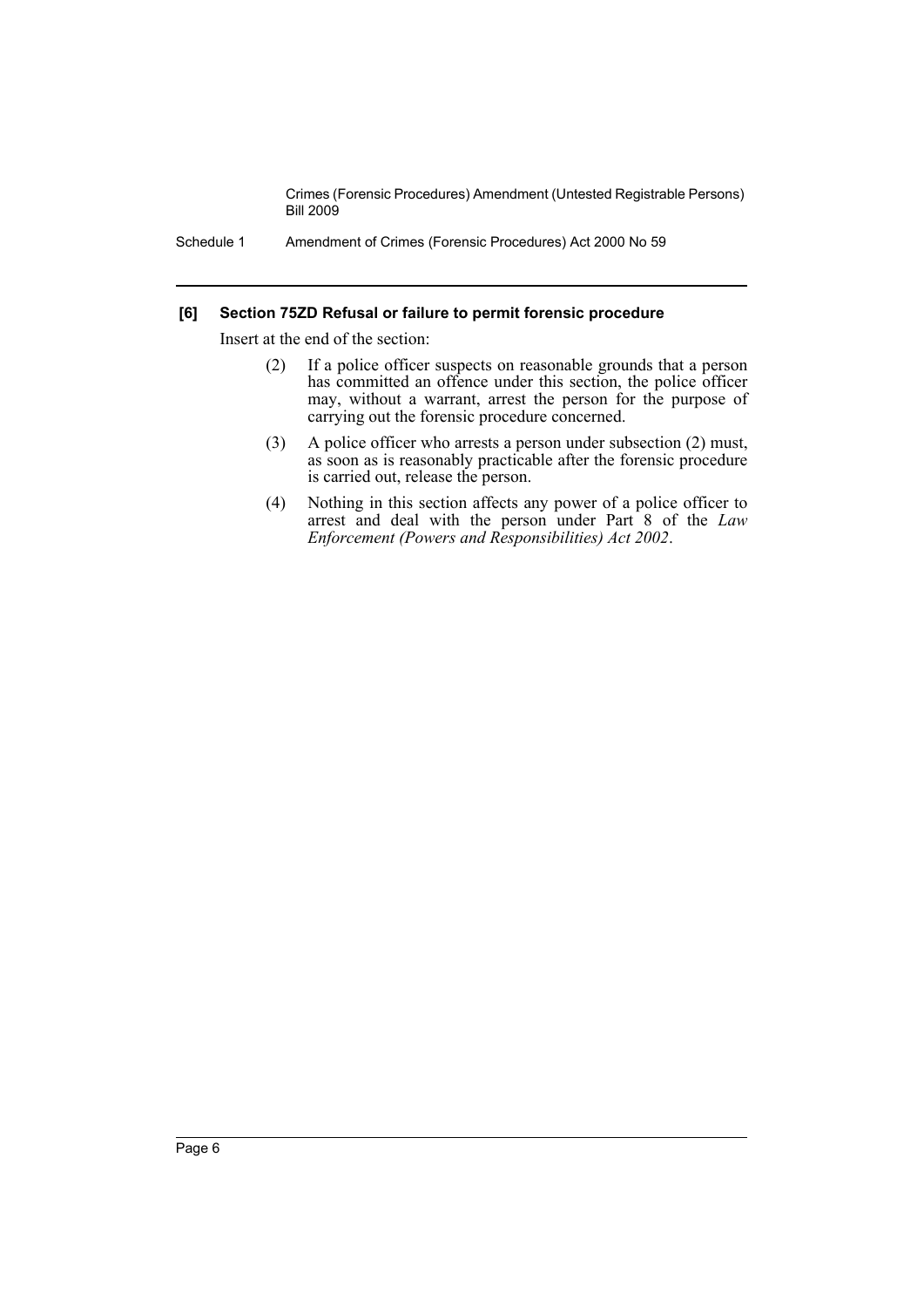**[6] Section 75ZD Refusal or failure to permit forensic procedure**

Insert at the end of the section:

(2) If a police officer suspects on reasonable grounds that a person has committed an offence under this section, the police officer may, without a warrant, arrest the person for the purpose of carrying out the forensic procedure concerned.

(3) A police officer who arrests a person under subsection (2) must, as soon as is reasonably practicable after the forensic procedure is carried out, release the person.

(4) Nothing in this section affects any power of a police officer to arrest and deal with the person under Part 8 of the *Law Enforcement (Powers and Responsibilities) Act 2002*.